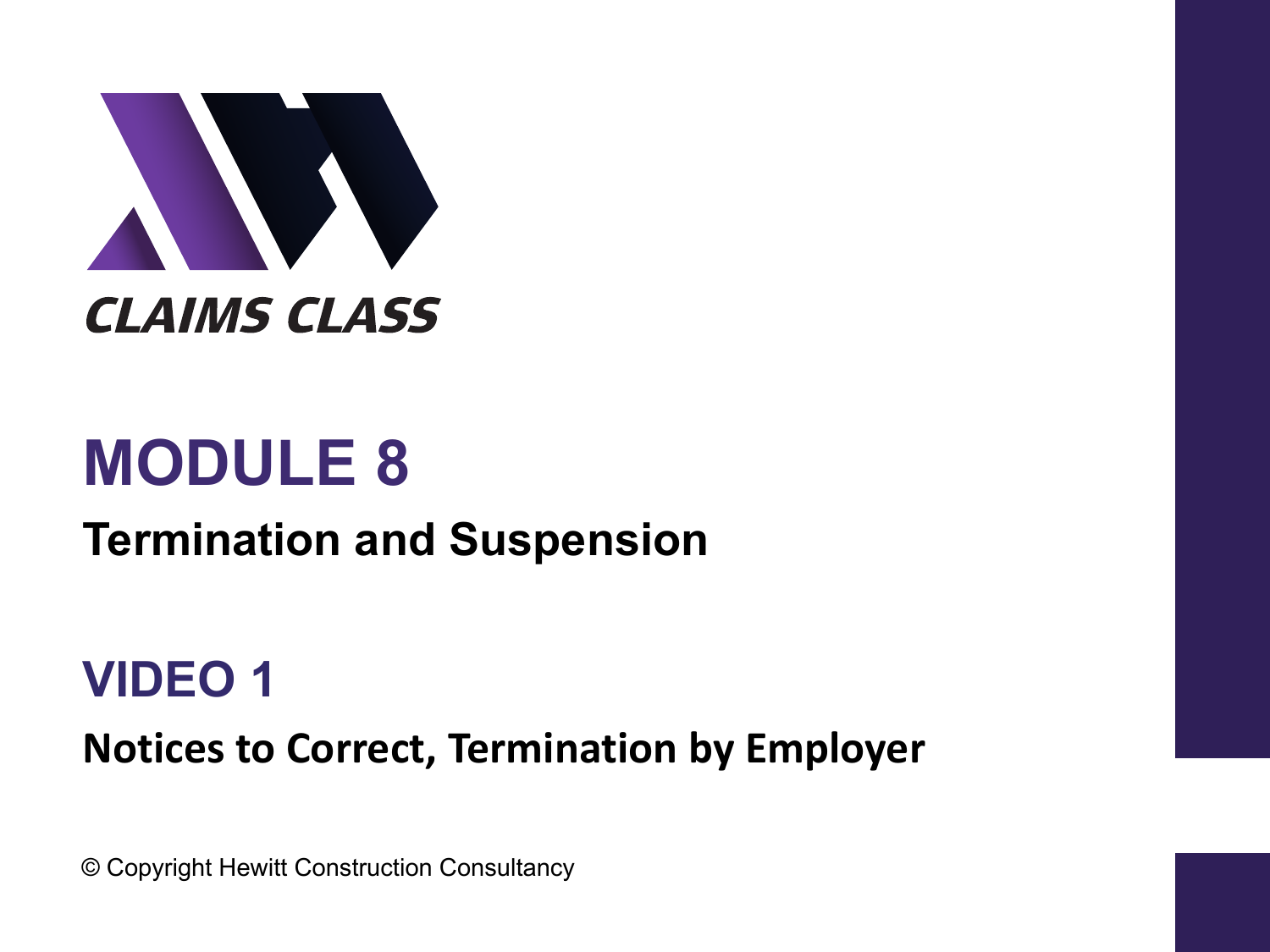CLAIMS CLASS

# MODULE 8

## Termination and Suspension

# VIDEO 1

## Notices to Correct, Termination by Employer

© Copyright Hewitt Construction Consultancy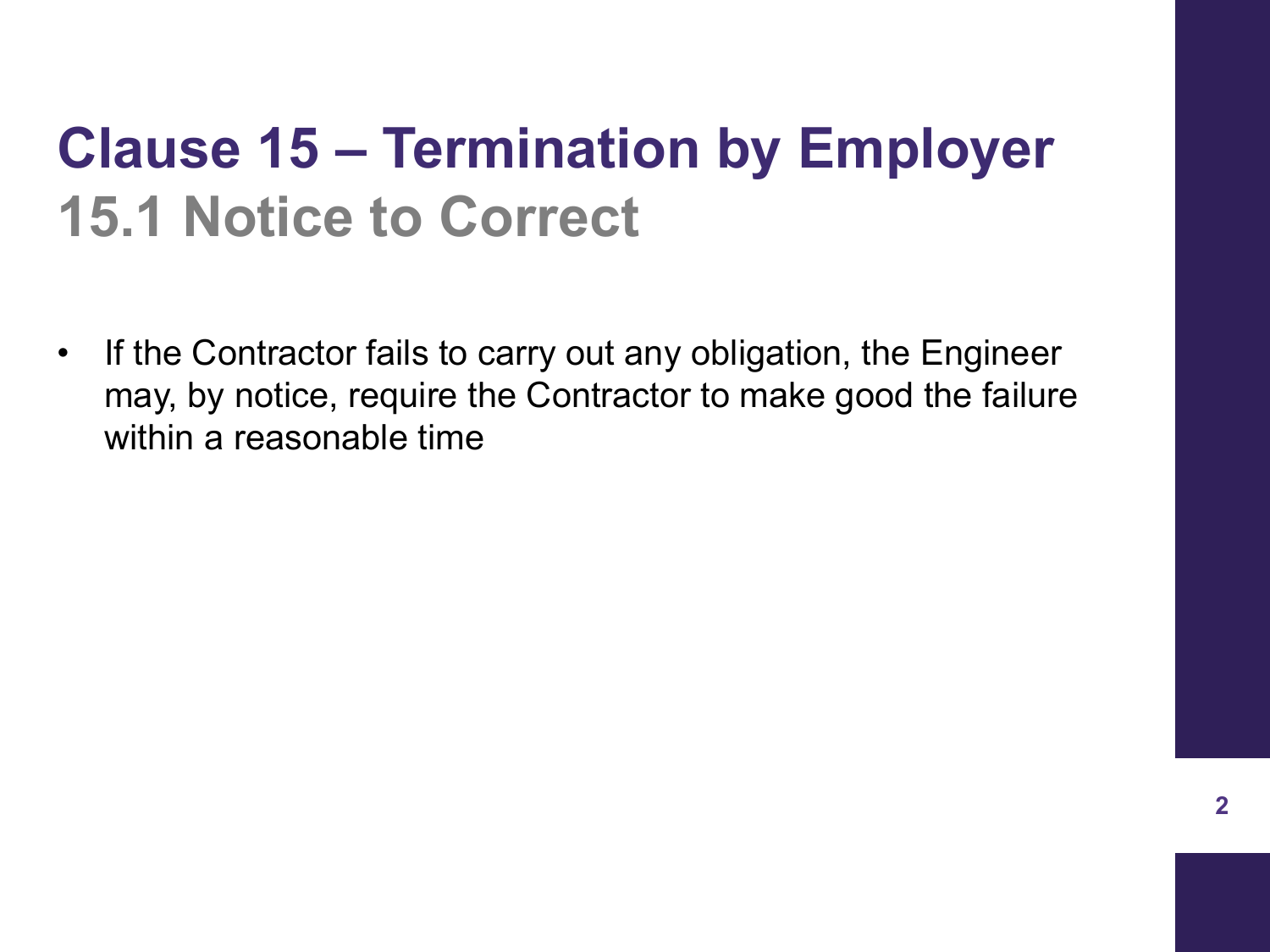# Clause 15 – Termination by Employer

## 15.1 Notice to Correct

- If the Contractor fails to carry out any obligation, the Engineer may, by notice, require the Contractor to make good the failure within a reasonable time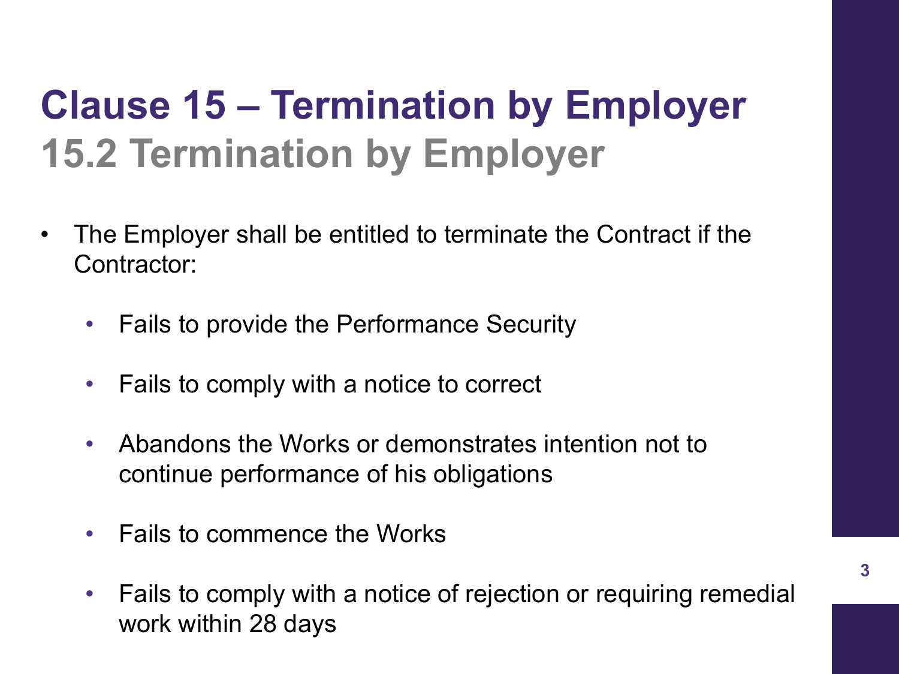# Clause 15 – Termination by Employer

## 15.2 Termination by Employer

- The Employer shall be entitled to terminate the Contract if the Contractor:
  - Fails to provide the Performance Security
  - Fails to comply with a notice to correct
  - Abandons the Works or demonstrates intention not to continue performance of his obligations
  - Fails to commence the Works
  - Fails to comply with a notice of rejection or requiring remedial work within 28 days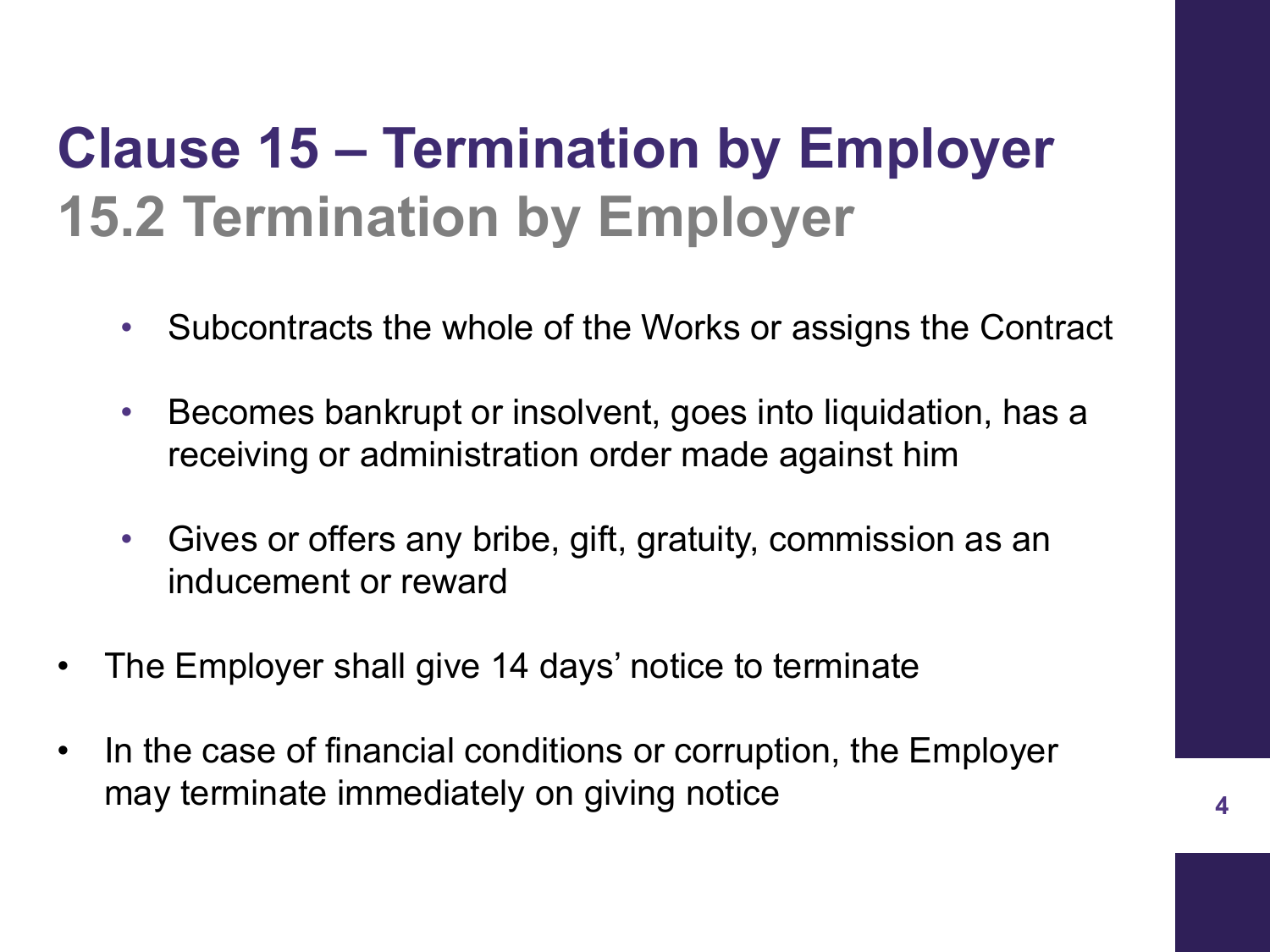# Clause 15 – Termination by Employer

## 15.2 Termination by Employer

- Subcontracts the whole of the Works or assigns the Contract
- Becomes bankrupt or insolvent, goes into liquidation, has a receiving or administration order made against him
- Gives or offers any bribe, gift, gratuity, commission as an inducement or reward

- The Employer shall give 14 days' notice to terminate
- In the case of financial conditions or corruption, the Employer may terminate immediately on giving notice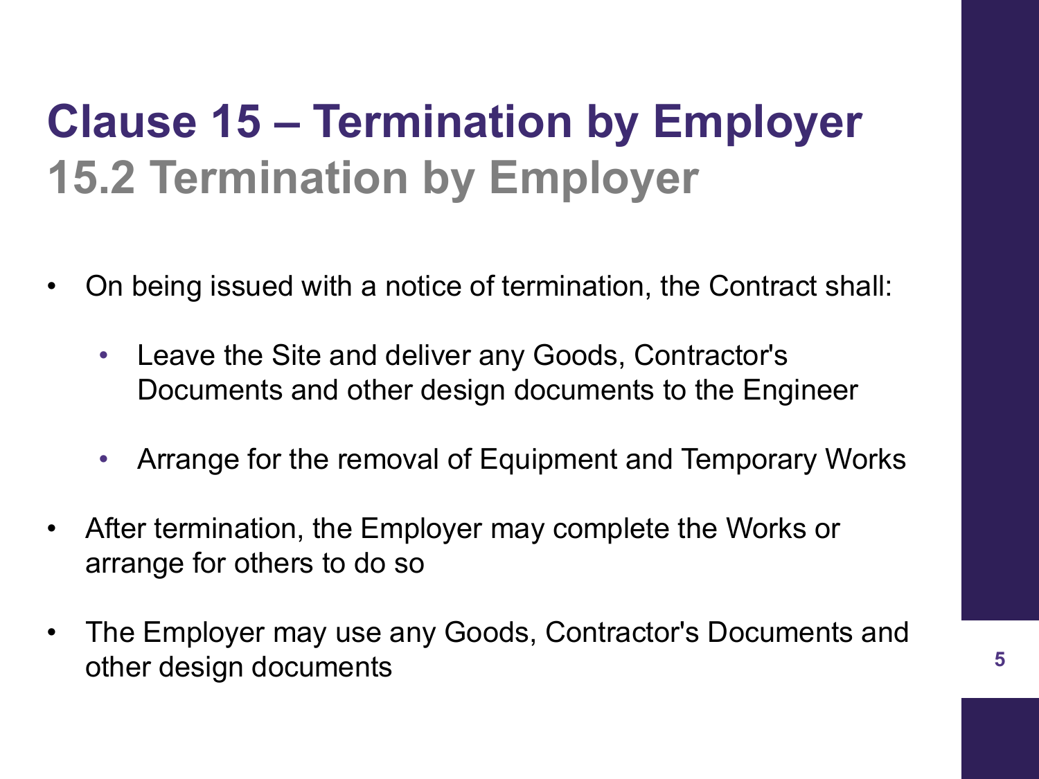# Clause 15 – Termination by Employer

## 15.2 Termination by Employer

- On being issued with a notice of termination, the Contract shall:
  - Leave the Site and deliver any Goods, Contractor's Documents and other design documents to the Engineer
  - Arrange for the removal of Equipment and Temporary Works
- After termination, the Employer may complete the Works or arrange for others to do so
- The Employer may use any Goods, Contractor's Documents and other design documents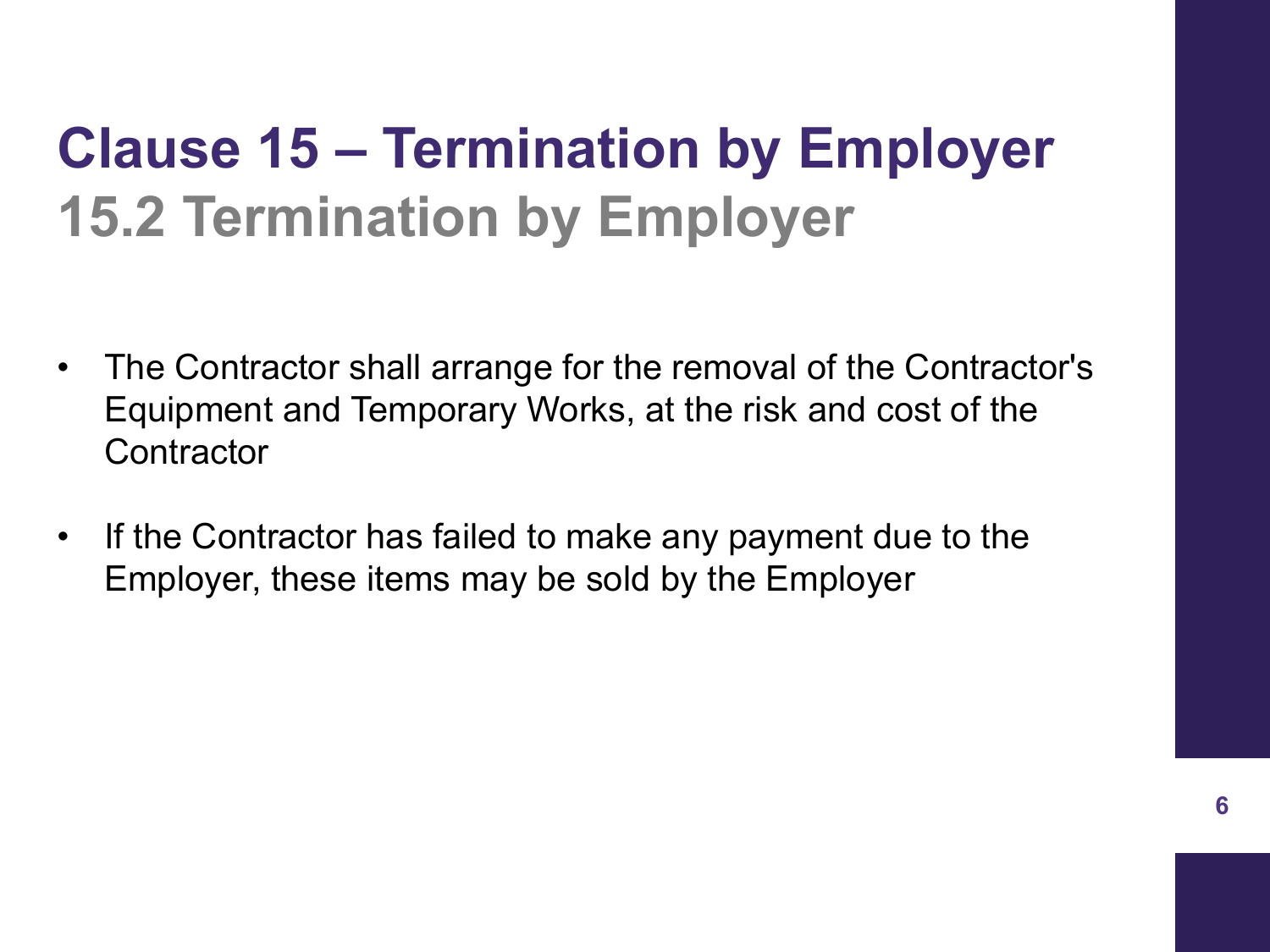# Clause 15 – Termination by Employer

## 15.2 Termination by Employer

- The Contractor shall arrange for the removal of the Contractor's Equipment and Temporary Works, at the risk and cost of the Contractor
- If the Contractor has failed to make any payment due to the Employer, these items may be sold by the Employer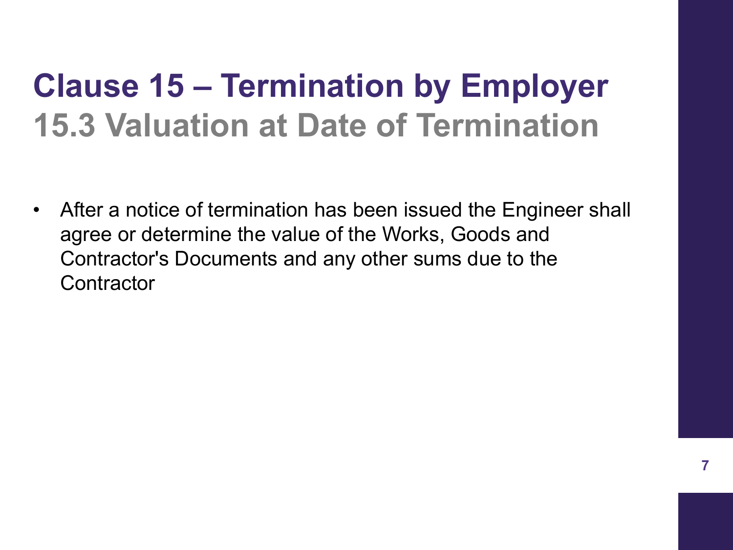# Clause 15 – Termination by Employer

## 15.3 Valuation at Date of Termination

- After a notice of termination has been issued the Engineer shall agree or determine the value of the Works, Goods and Contractor's Documents and any other sums due to the Contractor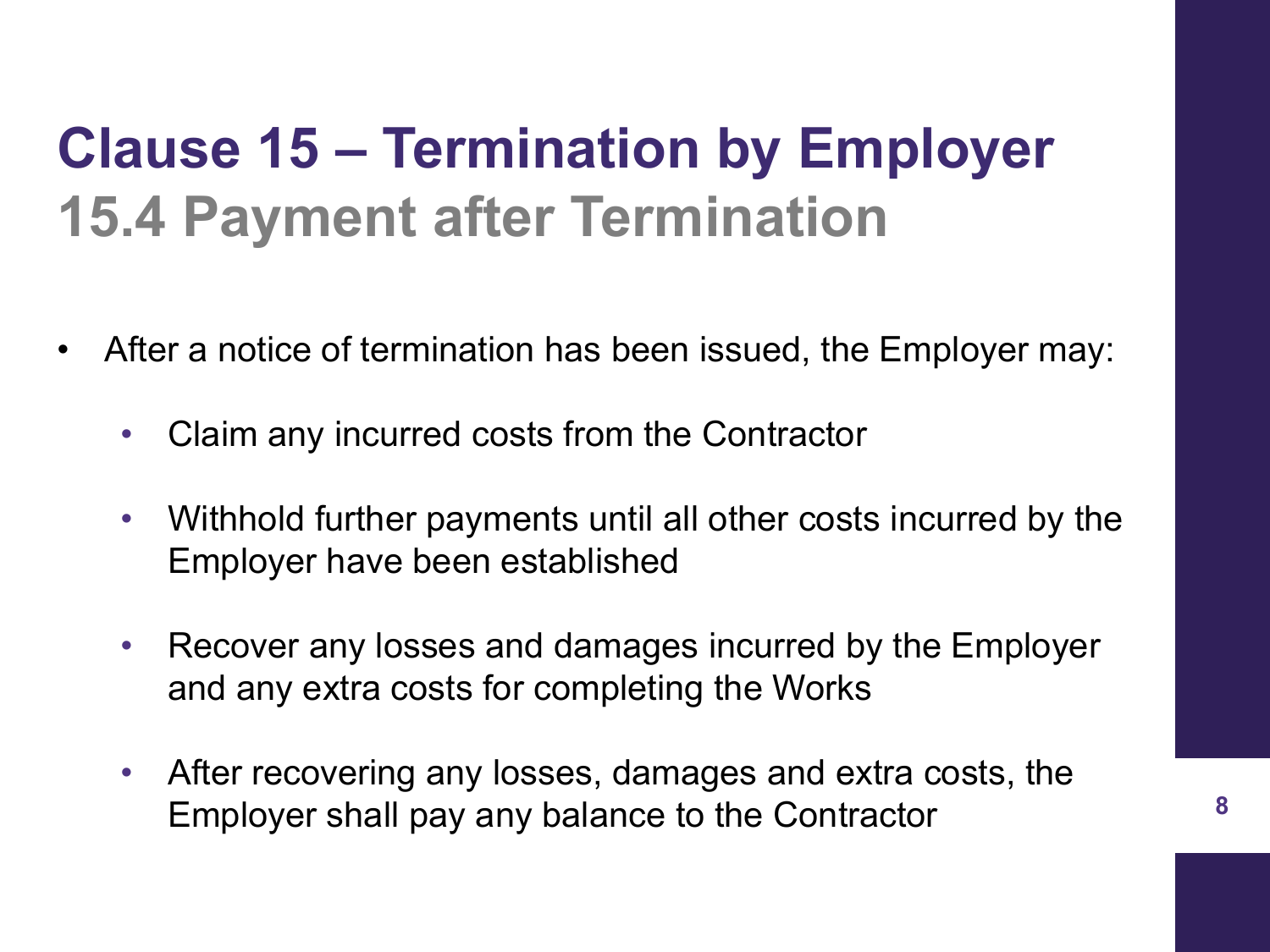# Clause 15 – Termination by Employer

## 15.4 Payment after Termination

- After a notice of termination has been issued, the Employer may:
  - Claim any incurred costs from the Contractor
  - Withhold further payments until all other costs incurred by the Employer have been established
  - Recover any losses and damages incurred by the Employer and any extra costs for completing the Works
  - After recovering any losses, damages and extra costs, the Employer shall pay any balance to the Contractor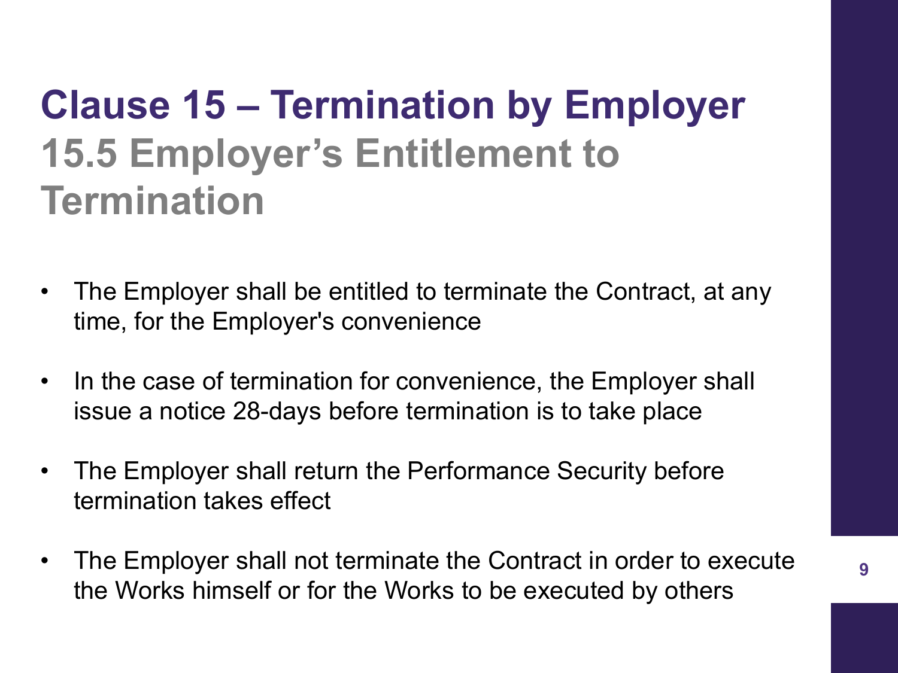# Clause 15 – Termination by Employer

## 15.5 Employer's Entitlement to Termination

- The Employer shall be entitled to terminate the Contract, at any time, for the Employer's convenience
- In the case of termination for convenience, the Employer shall issue a notice 28-days before termination is to take place
- The Employer shall return the Performance Security before termination takes effect
- The Employer shall not terminate the Contract in order to execute the Works himself or for the Works to be executed by others